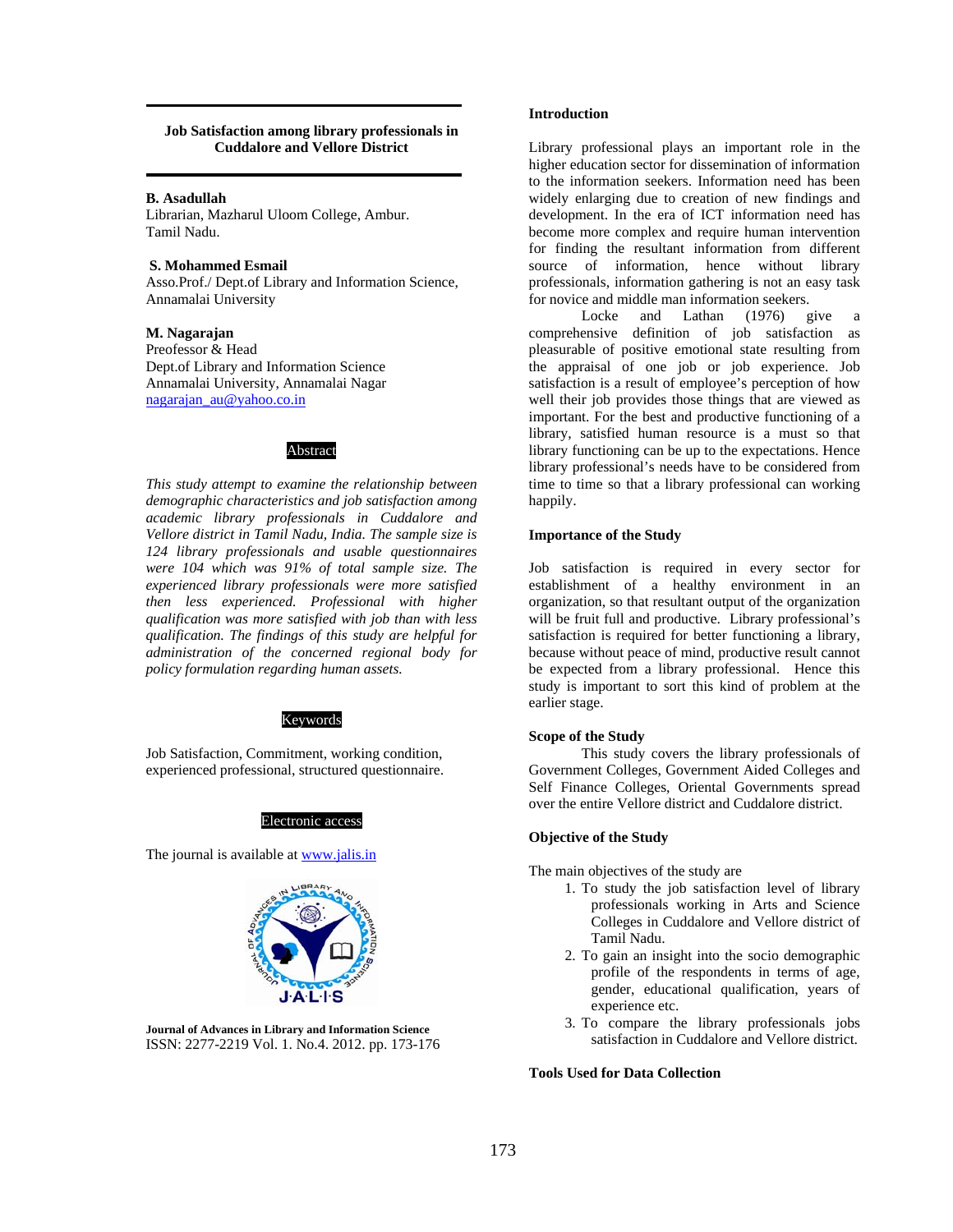# Job Satisfaction among library professionals in Cuddalore and Vellore District

**B. Asadullah**
Librarian, Mazharul Uloom College, Ambur.
Tamil Nadu.

**S. Mohammed Esmail**
Asso.Prof./ Dept.of Library and Information Science,
Annamalai University

**M. Nagarajan**
Preofessor & Head
Dept.of Library and Information Science
Annamalai University, Annamalai Nagar
nagarajan_au@yahoo.co.in

## Abstract

*This study attempt to examine the relationship between demographic characteristics and job satisfaction among academic library professionals in Cuddalore and Vellore district in Tamil Nadu, India. The sample size is 124 library professionals and usable questionnaires were 104 which was 91% of total sample size. The experienced library professionals were more satisfied then less experienced. Professional with higher qualification was more satisfied with job than with less qualification. The findings of this study are helpful for administration of the concerned regional body for policy formulation regarding human assets.*

## Keywords

Job Satisfaction, Commitment, working condition, experienced professional, structured questionnaire.

## Electronic access

The journal is available at www.jalis.in

**Journal of Advances in Library and Information Science**
ISSN: 2277-2219 Vol. 1. No.4. 2012. pp. 173-176

## Introduction

Library professional plays an important role in the higher education sector for dissemination of information to the information seekers. Information need has been widely enlarging due to creation of new findings and development. In the era of ICT information need has become more complex and require human intervention for finding the resultant information from different source of information, hence without library professionals, information gathering is not an easy task for novice and middle man information seekers.

Locke and Lathan (1976) give a comprehensive definition of job satisfaction as pleasurable of positive emotional state resulting from the appraisal of one job or job experience. Job satisfaction is a result of employee's perception of how well their job provides those things that are viewed as important. For the best and productive functioning of a library, satisfied human resource is a must so that library functioning can be up to the expectations. Hence library professional's needs have to be considered from time to time so that a library professional can working happily.

## Importance of the Study

Job satisfaction is required in every sector for establishment of a healthy environment in an organization, so that resultant output of the organization will be fruit full and productive. Library professional's satisfaction is required for better functioning a library, because without peace of mind, productive result cannot be expected from a library professional. Hence this study is important to sort this kind of problem at the earlier stage.

## Scope of the Study

This study covers the library professionals of Government Colleges, Government Aided Colleges and Self Finance Colleges, Oriental Governments spread over the entire Vellore district and Cuddalore district.

## Objective of the Study

The main objectives of the study are

1. To study the job satisfaction level of library professionals working in Arts and Science Colleges in Cuddalore and Vellore district of Tamil Nadu.
2. To gain an insight into the socio demographic profile of the respondents in terms of age, gender, educational qualification, years of experience etc.
3. To compare the library professionals jobs satisfaction in Cuddalore and Vellore district.

## Tools Used for Data Collection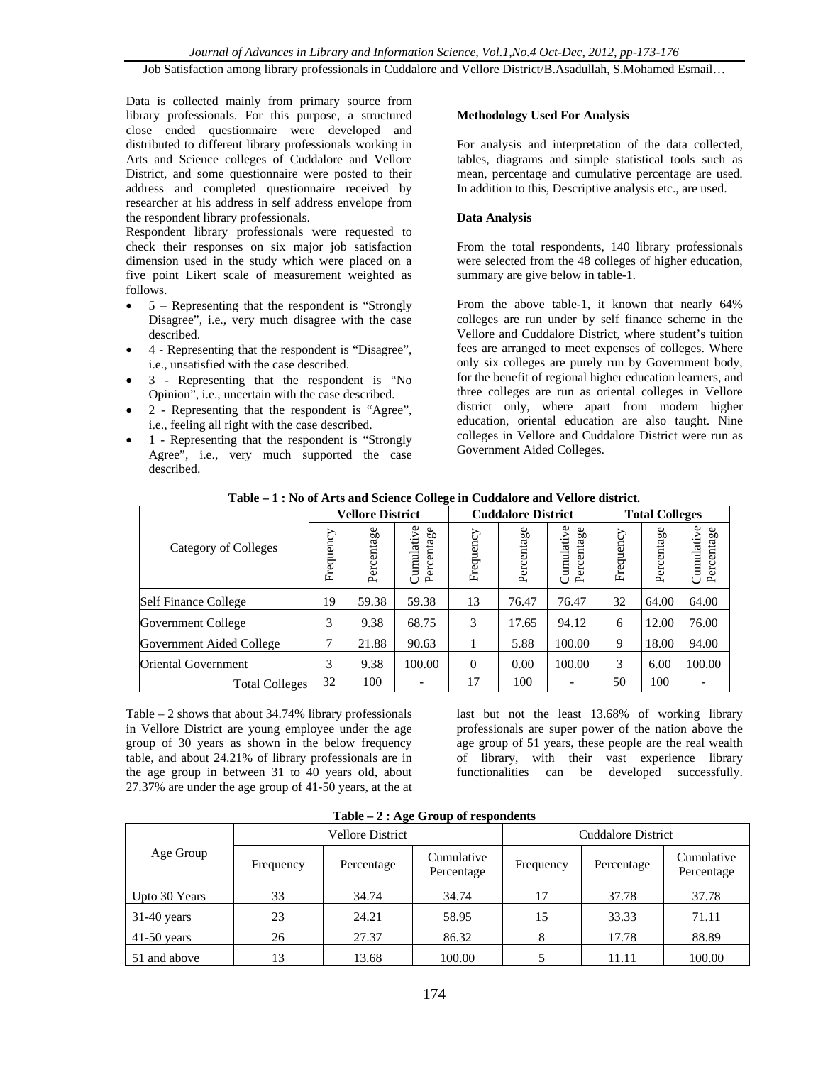Data is collected mainly from primary source from library professionals. For this purpose, a structured close ended questionnaire were developed and distributed to different library professionals working in Arts and Science colleges of Cuddalore and Vellore District, and some questionnaire were posted to their address and completed questionnaire received by researcher at his address in self address envelope from the respondent library professionals.

Respondent library professionals were requested to check their responses on six major job satisfaction dimension used in the study which were placed on a five point Likert scale of measurement weighted as follows.

- 5 – Representing that the respondent is "Strongly Disagree", i.e., very much disagree with the case described.
- 4 - Representing that the respondent is "Disagree", i.e., unsatisfied with the case described.
- 3 - Representing that the respondent is "No Opinion", i.e., uncertain with the case described.
- 2 - Representing that the respondent is "Agree", i.e., feeling all right with the case described.
- 1 - Representing that the respondent is "Strongly Agree", i.e., very much supported the case described.

**Methodology Used For Analysis**

For analysis and interpretation of the data collected, tables, diagrams and simple statistical tools such as mean, percentage and cumulative percentage are used. In addition to this, Descriptive analysis etc., are used.

**Data Analysis**

From the total respondents, 140 library professionals were selected from the 48 colleges of higher education, summary are give below in table-1.

From the above table-1, it known that nearly 64% colleges are run under by self finance scheme in the Vellore and Cuddalore District, where student's tuition fees are arranged to meet expenses of colleges. Where only six colleges are purely run by Government body, for the benefit of regional higher education learners, and three colleges are run as oriental colleges in Vellore district only, where apart from modern higher education, oriental education are also taught. Nine colleges in Vellore and Cuddalore District were run as Government Aided Colleges.

**Table – 1 : No of Arts and Science College in Cuddalore and Vellore district.**

| Category of Colleges | Vellore District | | | Cuddalore District | | | Total Colleges | | |
|---|---|---|---|---|---|---|---|---|---|
| | Frequency | Percentage | Cumulative Percentage | Frequency | Percentage | Cumulative Percentage | Frequency | Percentage | Cumulative Percentage |
| Self Finance College | 19 | 59.38 | 59.38 | 13 | 76.47 | 76.47 | 32 | 64.00 | 64.00 |
| Government College | 3 | 9.38 | 68.75 | 3 | 17.65 | 94.12 | 6 | 12.00 | 76.00 |
| Government Aided College | 7 | 21.88 | 90.63 | 1 | 5.88 | 100.00 | 9 | 18.00 | 94.00 |
| Oriental Government | 3 | 9.38 | 100.00 | 0 | 0.00 | 100.00 | 3 | 6.00 | 100.00 |
| Total Colleges | 32 | 100 | - | 17 | 100 | - | 50 | 100 | - |

Table – 2 shows that about 34.74% library professionals in Vellore District are young employee under the age group of 30 years as shown in the below frequency table, and about 24.21% of library professionals are in the age group in between 31 to 40 years old, about 27.37% are under the age group of 41-50 years, at the at last but not the least 13.68% of working library professionals are super power of the nation above the age group of 51 years, these people are the real wealth of library, with their vast experience library functionalities can be developed successfully.

**Table – 2 : Age Group of respondents**

| Age Group | Vellore District | | | Cuddalore District | | |
|---|---|---|---|---|---|---|
| | Frequency | Percentage | Cumulative Percentage | Frequency | Percentage | Cumulative Percentage |
| Upto 30 Years | 33 | 34.74 | 34.74 | 17 | 37.78 | 37.78 |
| 31-40 years | 23 | 24.21 | 58.95 | 15 | 33.33 | 71.11 |
| 41-50 years | 26 | 27.37 | 86.32 | 8 | 17.78 | 88.89 |
| 51 and above | 13 | 13.68 | 100.00 | 5 | 11.11 | 100.00 |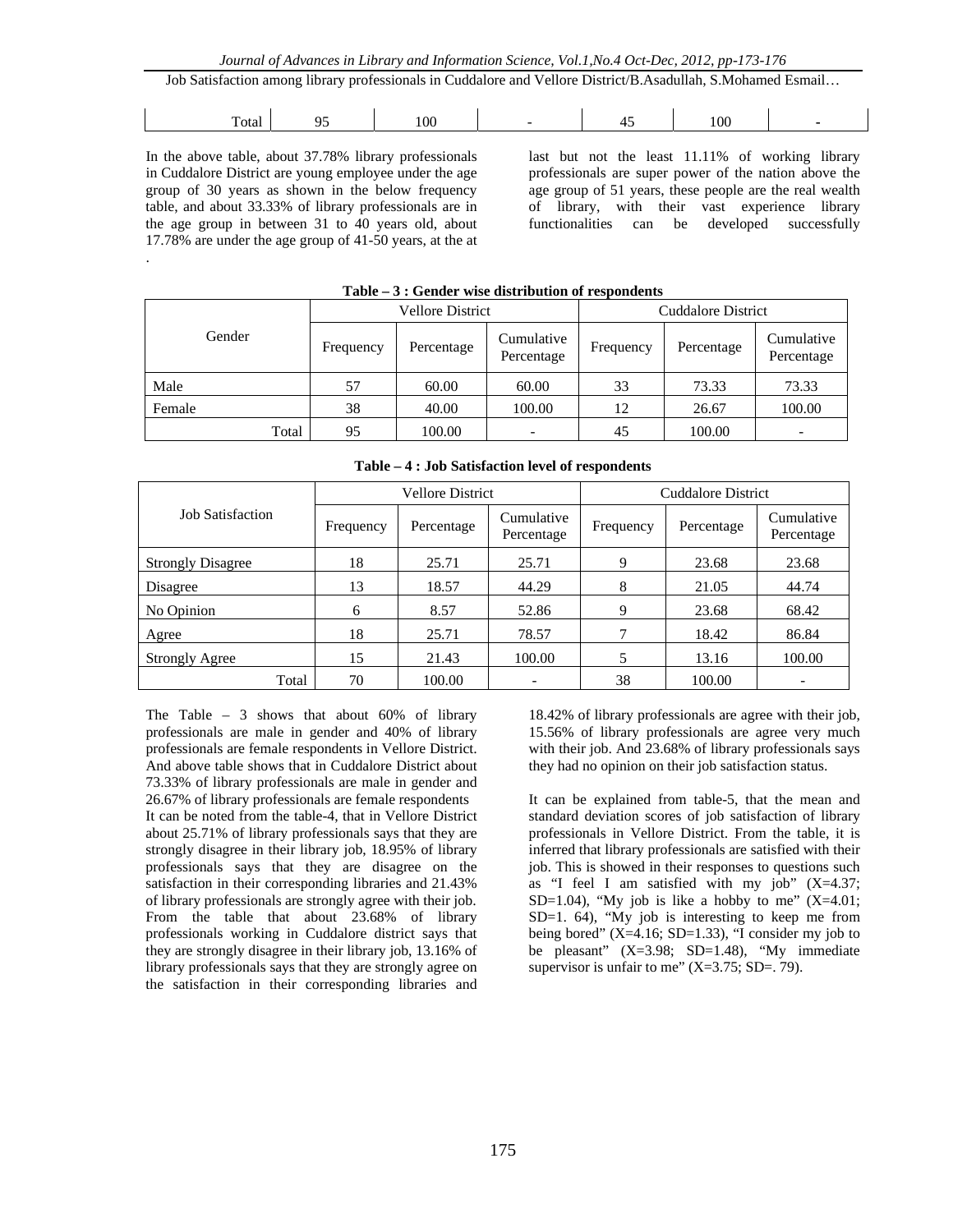| Total | 95 | 100 | - | 45 | 100 | - |
|---|---|---|---|---|---|---|

In the above table, about 37.78% library professionals in Cuddalore District are young employee under the age group of 30 years as shown in the below frequency table, and about 33.33% of library professionals are in the age group in between 31 to 40 years old, about 17.78% are under the age group of 41-50 years, at the at last but not the least 11.11% of working library professionals are super power of the nation above the age group of 51 years, these people are the real wealth of library, with their vast experience library functionalities can be developed successfully

.

**Table – 3 : Gender wise distribution of respondents**

| Gender | Vellore District | | | Cuddalore District | | |
|---|---|---|---|---|---|---|
| | Frequency | Percentage | Cumulative Percentage | Frequency | Percentage | Cumulative Percentage |
| Male | 57 | 60.00 | 60.00 | 33 | 73.33 | 73.33 |
| Female | 38 | 40.00 | 100.00 | 12 | 26.67 | 100.00 |
| Total | 95 | 100.00 | - | 45 | 100.00 | - |

**Table – 4 : Job Satisfaction level of respondents**

| Job Satisfaction | Vellore District | | | Cuddalore District | | |
|---|---|---|---|---|---|---|
| | Frequency | Percentage | Cumulative Percentage | Frequency | Percentage | Cumulative Percentage |
| Strongly Disagree | 18 | 25.71 | 25.71 | 9 | 23.68 | 23.68 |
| Disagree | 13 | 18.57 | 44.29 | 8 | 21.05 | 44.74 |
| No Opinion | 6 | 8.57 | 52.86 | 9 | 23.68 | 68.42 |
| Agree | 18 | 25.71 | 78.57 | 7 | 18.42 | 86.84 |
| Strongly Agree | 15 | 21.43 | 100.00 | 5 | 13.16 | 100.00 |
| Total | 70 | 100.00 | - | 38 | 100.00 | - |

The Table – 3 shows that about 60% of library professionals are male in gender and 40% of library professionals are female respondents in Vellore District. And above table shows that in Cuddalore District about 73.33% of library professionals are male in gender and 26.67% of library professionals are female respondents

It can be noted from the table-4, that in Vellore District about 25.71% of library professionals says that they are strongly disagree in their library job, 18.95% of library professionals says that they are disagree on the satisfaction in their corresponding libraries and 21.43% of library professionals are strongly agree with their job. From the table that about 23.68% of library professionals working in Cuddalore district says that they are strongly disagree in their library job, 13.16% of library professionals says that they are strongly agree on the satisfaction in their corresponding libraries and 18.42% of library professionals are agree with their job, 15.56% of library professionals are agree very much with their job. And 23.68% of library professionals says they had no opinion on their job satisfaction status.

It can be explained from table-5, that the mean and standard deviation scores of job satisfaction of library professionals in Vellore District. From the table, it is inferred that library professionals are satisfied with their job. This is showed in their responses to questions such as "I feel I am satisfied with my job" (X=4.37; SD=1.04), "My job is like a hobby to me" (X=4.01; SD=1. 64), "My job is interesting to keep me from being bored" (X=4.16; SD=1.33), "I consider my job to be pleasant" (X=3.98; SD=1.48), "My immediate supervisor is unfair to me" (X=3.75; SD=. 79).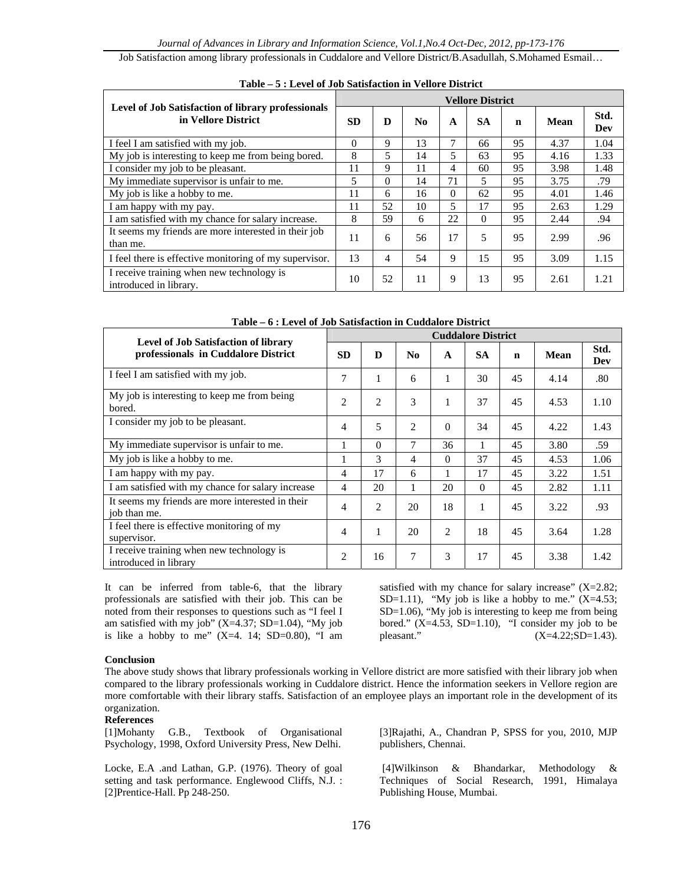**Table – 5 : Level of Job Satisfaction in Vellore District**

| Level of Job Satisfaction of library professionals in Vellore District | Vellore District | | | | | | | |
|---|---|---|---|---|---|---|---|---|
| | SD | D | No | A | SA | n | Mean | Std. Dev |
| I feel I am satisfied with my job. | 0 | 9 | 13 | 7 | 66 | 95 | 4.37 | 1.04 |
| My job is interesting to keep me from being bored. | 8 | 5 | 14 | 5 | 63 | 95 | 4.16 | 1.33 |
| I consider my job to be pleasant. | 11 | 9 | 11 | 4 | 60 | 95 | 3.98 | 1.48 |
| My immediate supervisor is unfair to me. | 5 | 0 | 14 | 71 | 5 | 95 | 3.75 | .79 |
| My job is like a hobby to me. | 11 | 6 | 16 | 0 | 62 | 95 | 4.01 | 1.46 |
| I am happy with my pay. | 11 | 52 | 10 | 5 | 17 | 95 | 2.63 | 1.29 |
| I am satisfied with my chance for salary increase. | 8 | 59 | 6 | 22 | 0 | 95 | 2.44 | .94 |
| It seems my friends are more interested in their job than me. | 11 | 6 | 56 | 17 | 5 | 95 | 2.99 | .96 |
| I feel there is effective monitoring of my supervisor. | 13 | 4 | 54 | 9 | 15 | 95 | 3.09 | 1.15 |
| I receive training when new technology is introduced in library. | 10 | 52 | 11 | 9 | 13 | 95 | 2.61 | 1.21 |

**Table – 6 : Level of Job Satisfaction in Cuddalore District**

| Level of Job Satisfaction of library professionals in Cuddalore District | Cuddalore District | | | | | | | |
|---|---|---|---|---|---|---|---|---|
| | SD | D | No | A | SA | n | Mean | Std. Dev |
| I feel I am satisfied with my job. | 7 | 1 | 6 | 1 | 30 | 45 | 4.14 | .80 |
| My job is interesting to keep me from being bored. | 2 | 2 | 3 | 1 | 37 | 45 | 4.53 | 1.10 |
| I consider my job to be pleasant. | 4 | 5 | 2 | 0 | 34 | 45 | 4.22 | 1.43 |
| My immediate supervisor is unfair to me. | 1 | 0 | 7 | 36 | 1 | 45 | 3.80 | .59 |
| My job is like a hobby to me. | 1 | 3 | 4 | 0 | 37 | 45 | 4.53 | 1.06 |
| I am happy with my pay. | 4 | 17 | 6 | 1 | 17 | 45 | 3.22 | 1.51 |
| I am satisfied with my chance for salary increase | 4 | 20 | 1 | 20 | 0 | 45 | 2.82 | 1.11 |
| It seems my friends are more interested in their job than me. | 4 | 2 | 20 | 18 | 1 | 45 | 3.22 | .93 |
| I feel there is effective monitoring of my supervisor. | 4 | 1 | 20 | 2 | 18 | 45 | 3.64 | 1.28 |
| I receive training when new technology is introduced in library | 2 | 16 | 7 | 3 | 17 | 45 | 3.38 | 1.42 |

It can be inferred from table-6, that the library professionals are satisfied with their job. This can be noted from their responses to questions such as "I feel I am satisfied with my job" (X=4.37; SD=1.04), "My job is like a hobby to me" (X=4. 14; SD=0.80), "I am satisfied with my chance for salary increase" (X=2.82; SD=1.11), "My job is like a hobby to me." (X=4.53; SD=1.06), "My job is interesting to keep me from being bored." (X=4.53, SD=1.10), "I consider my job to be pleasant." (X=4.22;SD=1.43).

## Conclusion

The above study shows that library professionals working in Vellore district are more satisfied with their library job when compared to the library professionals working in Cuddalore district. Hence the information seekers in Vellore region are more comfortable with their library staffs. Satisfaction of an employee plays an important role in the development of its organization.

## References

[1]Mohanty G.B., Textbook of Organisational Psychology, 1998, Oxford University Press, New Delhi.

Locke, E.A .and Lathan, G.P. (1976). Theory of goal setting and task performance. Englewood Cliffs, N.J. : [2]Prentice-Hall. Pp 248-250.

[3]Rajathi, A., Chandran P, SPSS for you, 2010, MJP publishers, Chennai.

[4]Wilkinson & Bhandarkar, Methodology & Techniques of Social Research, 1991, Himalaya Publishing House, Mumbai.